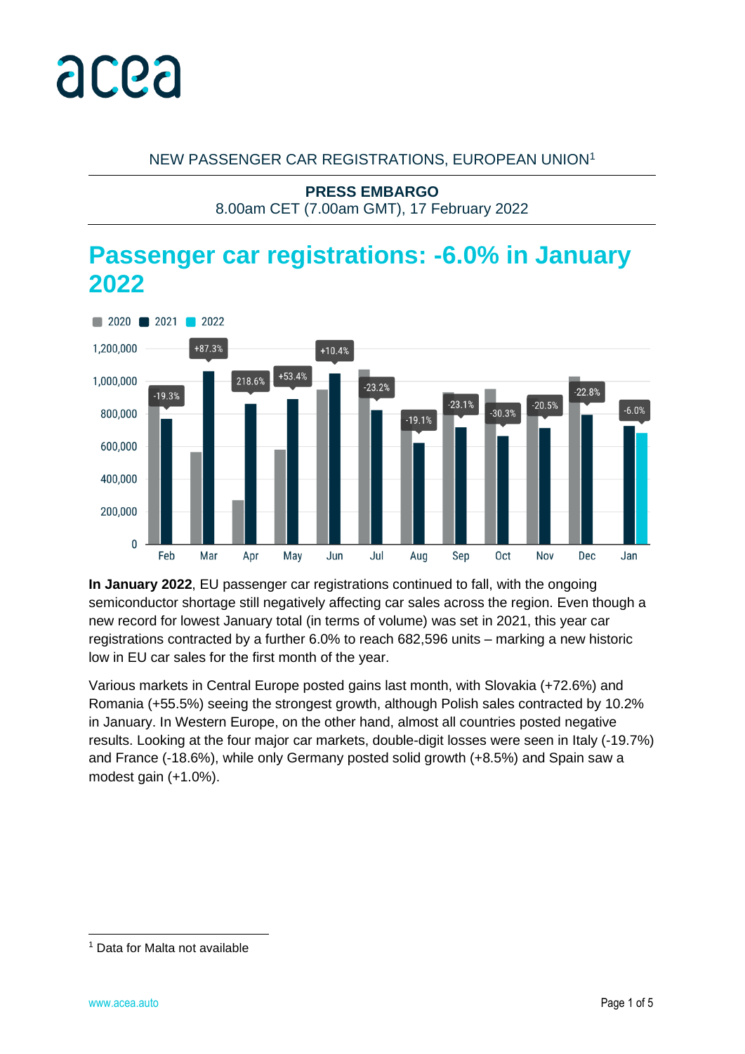NEW PASSENGER CAR REGISTRATIONS, EUROPEAN UNION[1]

**PRESS EMBARGO**
8.00am CET (7.00am GMT), 17 February 2022

# Passenger car registrations: -6.0% in January 2022

**In January 2022**, EU passenger car registrations continued to fall, with the ongoing semiconductor shortage still negatively affecting car sales across the region. Even though a new record for lowest January total (in terms of volume) was set in 2021, this year car registrations contracted by a further 6.0% to reach 682,596 units – marking a new historic low in EU car sales for the first month of the year.

Various markets in Central Europe posted gains last month, with Slovakia (+72.6%) and Romania (+55.5%) seeing the strongest growth, although Polish sales contracted by 10.2% in January. In Western Europe, on the other hand, almost all countries posted negative results. Looking at the four major car markets, double-digit losses were seen in Italy (-19.7%) and France (-18.6%), while only Germany posted solid growth (+8.5%) and Spain saw a modest gain (+1.0%).

[1] Data for Malta not available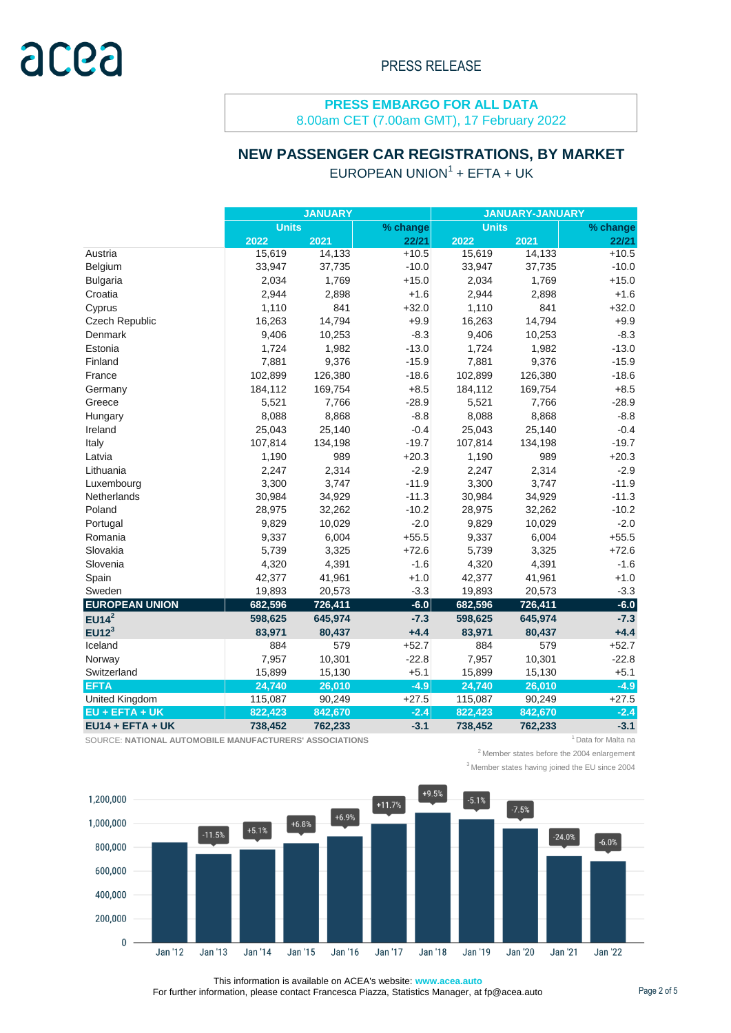PRESS RELEASE

**PRESS EMBARGO FOR ALL DATA**
8.00am CET (7.00am GMT), 17 February 2022

## NEW PASSENGER CAR REGISTRATIONS, BY MARKET

EUROPEAN UNION[1] + EFTA + UK

| | JANUARY | | | JANUARY-JANUARY | | |
|---|---|---|---|---|---|---|
| | Units | | % change | Units | | % change |
| | 2022 | 2021 | 22/21 | 2022 | 2021 | 22/21 |
| Austria | 15,619 | 14,133 | +10.5 | 15,619 | 14,133 | +10.5 |
| Belgium | 33,947 | 37,735 | -10.0 | 33,947 | 37,735 | -10.0 |
| Bulgaria | 2,034 | 1,769 | +15.0 | 2,034 | 1,769 | +15.0 |
| Croatia | 2,944 | 2,898 | +1.6 | 2,944 | 2,898 | +1.6 |
| Cyprus | 1,110 | 841 | +32.0 | 1,110 | 841 | +32.0 |
| Czech Republic | 16,263 | 14,794 | +9.9 | 16,263 | 14,794 | +9.9 |
| Denmark | 9,406 | 10,253 | -8.3 | 9,406 | 10,253 | -8.3 |
| Estonia | 1,724 | 1,982 | -13.0 | 1,724 | 1,982 | -13.0 |
| Finland | 7,881 | 9,376 | -15.9 | 7,881 | 9,376 | -15.9 |
| France | 102,899 | 126,380 | -18.6 | 102,899 | 126,380 | -18.6 |
| Germany | 184,112 | 169,754 | +8.5 | 184,112 | 169,754 | +8.5 |
| Greece | 5,521 | 7,766 | -28.9 | 5,521 | 7,766 | -28.9 |
| Hungary | 8,088 | 8,868 | -8.8 | 8,088 | 8,868 | -8.8 |
| Ireland | 25,043 | 25,140 | -0.4 | 25,043 | 25,140 | -0.4 |
| Italy | 107,814 | 134,198 | -19.7 | 107,814 | 134,198 | -19.7 |
| Latvia | 1,190 | 989 | +20.3 | 1,190 | 989 | +20.3 |
| Lithuania | 2,247 | 2,314 | -2.9 | 2,247 | 2,314 | -2.9 |
| Luxembourg | 3,300 | 3,747 | -11.9 | 3,300 | 3,747 | -11.9 |
| Netherlands | 30,984 | 34,929 | -11.3 | 30,984 | 34,929 | -11.3 |
| Poland | 28,975 | 32,262 | -10.2 | 28,975 | 32,262 | -10.2 |
| Portugal | 9,829 | 10,029 | -2.0 | 9,829 | 10,029 | -2.0 |
| Romania | 9,337 | 6,004 | +55.5 | 9,337 | 6,004 | +55.5 |
| Slovakia | 5,739 | 3,325 | +72.6 | 5,739 | 3,325 | +72.6 |
| Slovenia | 4,320 | 4,391 | -1.6 | 4,320 | 4,391 | -1.6 |
| Spain | 42,377 | 41,961 | +1.0 | 42,377 | 41,961 | +1.0 |
| Sweden | 19,893 | 20,573 | -3.3 | 19,893 | 20,573 | -3.3 |
| **EUROPEAN UNION** | **682,596** | **726,411** | **-6.0** | **682,596** | **726,411** | **-6.0** |
| **EU14[2]** | **598,625** | **645,974** | **-7.3** | **598,625** | **645,974** | **-7.3** |
| **EU12[3]** | **83,971** | **80,437** | **+4.4** | **83,971** | **80,437** | **+4.4** |
| Iceland | 884 | 579 | +52.7 | 884 | 579 | +52.7 |
| Norway | 7,957 | 10,301 | -22.8 | 7,957 | 10,301 | -22.8 |
| Switzerland | 15,899 | 15,130 | +5.1 | 15,899 | 15,130 | +5.1 |
| **EFTA** | **24,740** | **26,010** | **-4.9** | **24,740** | **26,010** | **-4.9** |
| United Kingdom | 115,087 | 90,249 | +27.5 | 115,087 | 90,249 | +27.5 |
| **EU + EFTA + UK** | **822,423** | **842,670** | **-2.4** | **822,423** | **842,670** | **-2.4** |
| **EU14 + EFTA + UK** | **738,452** | **762,233** | **-3.1** | **738,452** | **762,233** | **-3.1** |

SOURCE: **NATIONAL AUTOMOBILE MANUFACTURERS' ASSOCIATIONS**

[1] Data for Malta na

[2] Member states before the 2004 enlargement

[3] Member states having joined the EU since 2004

| | Jan '12 | Jan '13 | Jan '14 | Jan '15 | Jan '16 | Jan '17 | Jan '18 | Jan '19 | Jan '20 | Jan '21 | Jan '22 |
|---|---|---|---|---|---|---|---|---|---|---|---|
| % change | | -11.5% | +5.1% | +6.8% | +6.9% | +11.7% | +9.5% | -5.1% | -7.5% | -24.0% | -6.0% |

This information is available on ACEA's website: **www.acea.auto**
For further information, please contact Francesca Piazza, Statistics Manager, at fp@acea.auto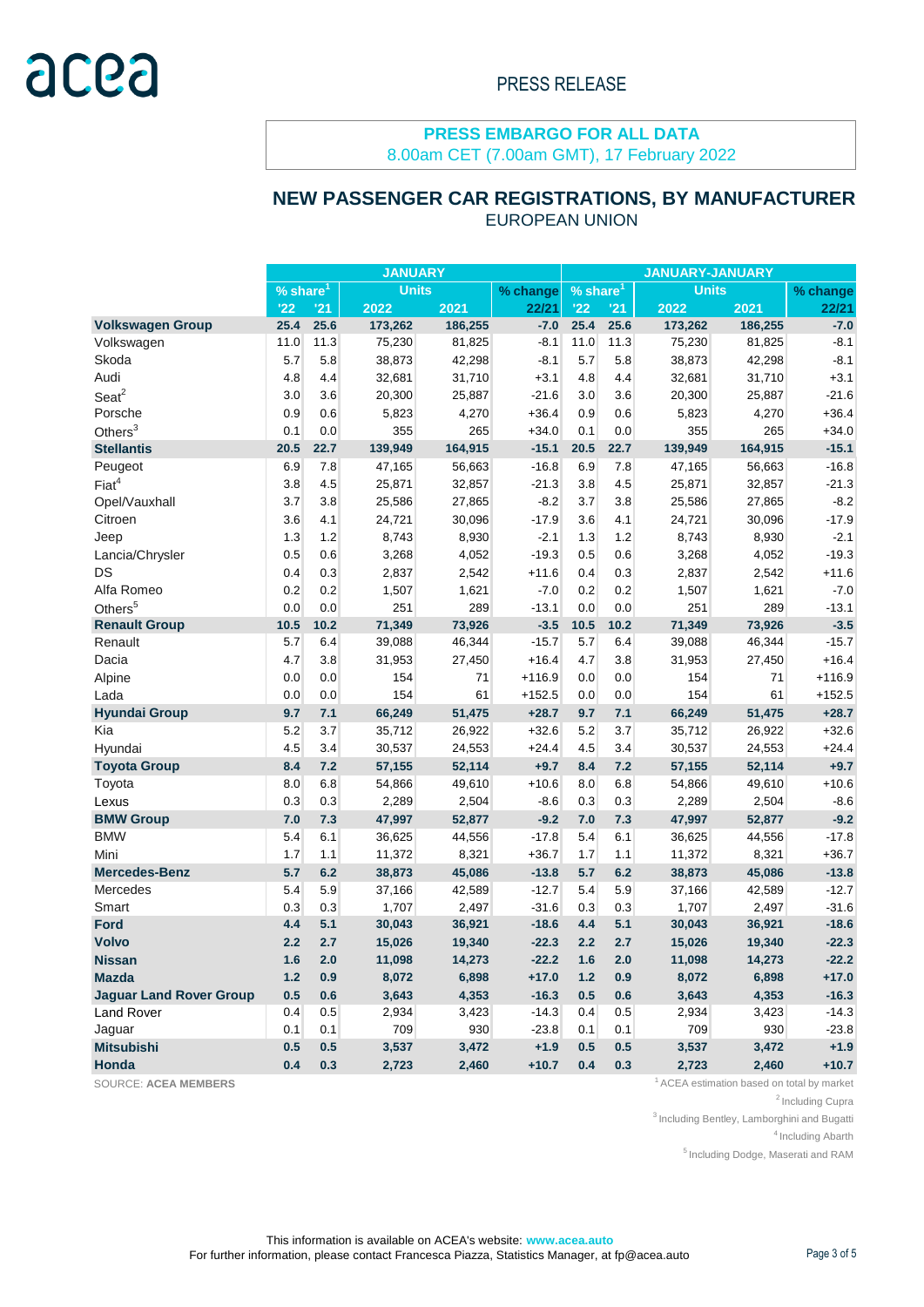acea

PRESS RELEASE

**PRESS EMBARGO FOR ALL DATA**
8.00am CET (7.00am GMT), 17 February 2022

## NEW PASSENGER CAR REGISTRATIONS, BY MANUFACTURER

EUROPEAN UNION

| | JANUARY | | | | | JANUARY-JANUARY | | | | |
|---|---|---|---|---|---|---|---|---|---|---|
| | % share[1] | | Units | | % change | % share[1] | | Units | | % change |
| | '22 | '21 | 2022 | 2021 | 22/21 | '22 | '21 | 2022 | 2021 | 22/21 |
| **Volkswagen Group** | **25.4** | **25.6** | **173,262** | **186,255** | **-7.0** | **25.4** | **25.6** | **173,262** | **186,255** | **-7.0** |
| Volkswagen | 11.0 | 11.3 | 75,230 | 81,825 | -8.1 | 11.0 | 11.3 | 75,230 | 81,825 | -8.1 |
| Skoda | 5.7 | 5.8 | 38,873 | 42,298 | -8.1 | 5.7 | 5.8 | 38,873 | 42,298 | -8.1 |
| Audi | 4.8 | 4.4 | 32,681 | 31,710 | +3.1 | 4.8 | 4.4 | 32,681 | 31,710 | +3.1 |
| Seat[2] | 3.0 | 3.6 | 20,300 | 25,887 | -21.6 | 3.0 | 3.6 | 20,300 | 25,887 | -21.6 |
| Porsche | 0.9 | 0.6 | 5,823 | 4,270 | +36.4 | 0.9 | 0.6 | 5,823 | 4,270 | +36.4 |
| Others[3] | 0.1 | 0.0 | 355 | 265 | +34.0 | 0.1 | 0.0 | 355 | 265 | +34.0 |
| **Stellantis** | **20.5** | **22.7** | **139,949** | **164,915** | **-15.1** | **20.5** | **22.7** | **139,949** | **164,915** | **-15.1** |
| Peugeot | 6.9 | 7.8 | 47,165 | 56,663 | -16.8 | 6.9 | 7.8 | 47,165 | 56,663 | -16.8 |
| Fiat[4] | 3.8 | 4.5 | 25,871 | 32,857 | -21.3 | 3.8 | 4.5 | 25,871 | 32,857 | -21.3 |
| Opel/Vauxhall | 3.7 | 3.8 | 25,586 | 27,865 | -8.2 | 3.7 | 3.8 | 25,586 | 27,865 | -8.2 |
| Citroen | 3.6 | 4.1 | 24,721 | 30,096 | -17.9 | 3.6 | 4.1 | 24,721 | 30,096 | -17.9 |
| Jeep | 1.3 | 1.2 | 8,743 | 8,930 | -2.1 | 1.3 | 1.2 | 8,743 | 8,930 | -2.1 |
| Lancia/Chrysler | 0.5 | 0.6 | 3,268 | 4,052 | -19.3 | 0.5 | 0.6 | 3,268 | 4,052 | -19.3 |
| DS | 0.4 | 0.3 | 2,837 | 2,542 | +11.6 | 0.4 | 0.3 | 2,837 | 2,542 | +11.6 |
| Alfa Romeo | 0.2 | 0.2 | 1,507 | 1,621 | -7.0 | 0.2 | 0.2 | 1,507 | 1,621 | -7.0 |
| Others[5] | 0.0 | 0.0 | 251 | 289 | -13.1 | 0.0 | 0.0 | 251 | 289 | -13.1 |
| **Renault Group** | **10.5** | **10.2** | **71,349** | **73,926** | **-3.5** | **10.5** | **10.2** | **71,349** | **73,926** | **-3.5** |
| Renault | 5.7 | 6.4 | 39,088 | 46,344 | -15.7 | 5.7 | 6.4 | 39,088 | 46,344 | -15.7 |
| Dacia | 4.7 | 3.8 | 31,953 | 27,450 | +16.4 | 4.7 | 3.8 | 31,953 | 27,450 | +16.4 |
| Alpine | 0.0 | 0.0 | 154 | 71 | +116.9 | 0.0 | 0.0 | 154 | 71 | +116.9 |
| Lada | 0.0 | 0.0 | 154 | 61 | +152.5 | 0.0 | 0.0 | 154 | 61 | +152.5 |
| **Hyundai Group** | **9.7** | **7.1** | **66,249** | **51,475** | **+28.7** | **9.7** | **7.1** | **66,249** | **51,475** | **+28.7** |
| Kia | 5.2 | 3.7 | 35,712 | 26,922 | +32.6 | 5.2 | 3.7 | 35,712 | 26,922 | +32.6 |
| Hyundai | 4.5 | 3.4 | 30,537 | 24,553 | +24.4 | 4.5 | 3.4 | 30,537 | 24,553 | +24.4 |
| **Toyota Group** | **8.4** | **7.2** | **57,155** | **52,114** | **+9.7** | **8.4** | **7.2** | **57,155** | **52,114** | **+9.7** |
| Toyota | 8.0 | 6.8 | 54,866 | 49,610 | +10.6 | 8.0 | 6.8 | 54,866 | 49,610 | +10.6 |
| Lexus | 0.3 | 0.3 | 2,289 | 2,504 | -8.6 | 0.3 | 0.3 | 2,289 | 2,504 | -8.6 |
| **BMW Group** | **7.0** | **7.3** | **47,997** | **52,877** | **-9.2** | **7.0** | **7.3** | **47,997** | **52,877** | **-9.2** |
| BMW | 5.4 | 6.1 | 36,625 | 44,556 | -17.8 | 5.4 | 6.1 | 36,625 | 44,556 | -17.8 |
| Mini | 1.7 | 1.1 | 11,372 | 8,321 | +36.7 | 1.7 | 1.1 | 11,372 | 8,321 | +36.7 |
| **Mercedes-Benz** | **5.7** | **6.2** | **38,873** | **45,086** | **-13.8** | **5.7** | **6.2** | **38,873** | **45,086** | **-13.8** |
| Mercedes | 5.4 | 5.9 | 37,166 | 42,589 | -12.7 | 5.4 | 5.9 | 37,166 | 42,589 | -12.7 |
| Smart | 0.3 | 0.3 | 1,707 | 2,497 | -31.6 | 0.3 | 0.3 | 1,707 | 2,497 | -31.6 |
| **Ford** | **4.4** | **5.1** | **30,043** | **36,921** | **-18.6** | **4.4** | **5.1** | **30,043** | **36,921** | **-18.6** |
| **Volvo** | **2.2** | **2.7** | **15,026** | **19,340** | **-22.3** | **2.2** | **2.7** | **15,026** | **19,340** | **-22.3** |
| **Nissan** | **1.6** | **2.0** | **11,098** | **14,273** | **-22.2** | **1.6** | **2.0** | **11,098** | **14,273** | **-22.2** |
| **Mazda** | **1.2** | **0.9** | **8,072** | **6,898** | **+17.0** | **1.2** | **0.9** | **8,072** | **6,898** | **+17.0** |
| **Jaguar Land Rover Group** | **0.5** | **0.6** | **3,643** | **4,353** | **-16.3** | **0.5** | **0.6** | **3,643** | **4,353** | **-16.3** |
| Land Rover | 0.4 | 0.5 | 2,934 | 3,423 | -14.3 | 0.4 | 0.5 | 2,934 | 3,423 | -14.3 |
| Jaguar | 0.1 | 0.1 | 709 | 930 | -23.8 | 0.1 | 0.1 | 709 | 930 | -23.8 |
| **Mitsubishi** | **0.5** | **0.5** | **3,537** | **3,472** | **+1.9** | **0.5** | **0.5** | **3,537** | **3,472** | **+1.9** |
| **Honda** | **0.4** | **0.3** | **2,723** | **2,460** | **+10.7** | **0.4** | **0.3** | **2,723** | **2,460** | **+10.7** |

SOURCE: **ACEA MEMBERS**

[1] ACEA estimation based on total by market
[2] Including Cupra
[3] Including Bentley, Lamborghini and Bugatti
[4] Including Abarth
[5] Including Dodge, Maserati and RAM

This information is available on ACEA's website: **www.acea.auto**
For further information, please contact Francesca Piazza, Statistics Manager, at fp@acea.auto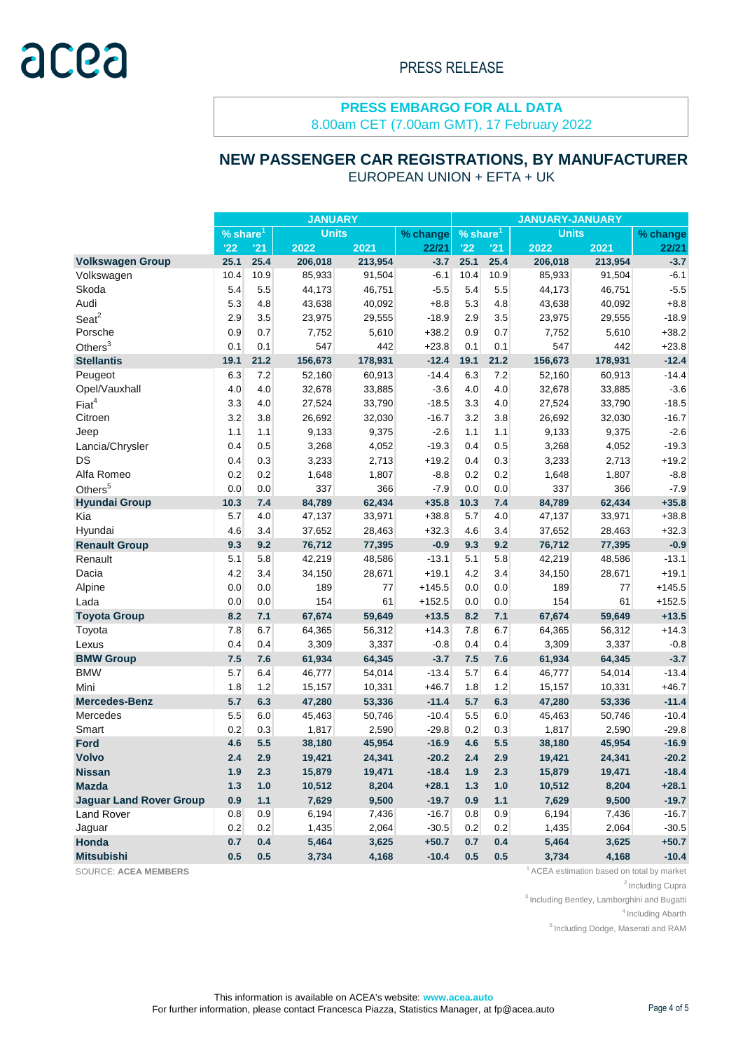acea

PRESS RELEASE

**PRESS EMBARGO FOR ALL DATA**
8.00am CET (7.00am GMT), 17 February 2022

## NEW PASSENGER CAR REGISTRATIONS, BY MANUFACTURER

EUROPEAN UNION + EFTA + UK

| | JANUARY | | | | | JANUARY-JANUARY | | | | |
|---|---|---|---|---|---|---|---|---|---|---|
| | % share[1] | | Units | | % change | % share[1] | | Units | | % change |
| | '22 | '21 | 2022 | 2021 | 22/21 | '22 | '21 | 2022 | 2021 | 22/21 |
| **Volkswagen Group** | **25.1** | **25.4** | **206,018** | **213,954** | **-3.7** | **25.1** | **25.4** | **206,018** | **213,954** | **-3.7** |
| Volkswagen | 10.4 | 10.9 | 85,933 | 91,504 | -6.1 | 10.4 | 10.9 | 85,933 | 91,504 | -6.1 |
| Skoda | 5.4 | 5.5 | 44,173 | 46,751 | -5.5 | 5.4 | 5.5 | 44,173 | 46,751 | -5.5 |
| Audi | 5.3 | 4.8 | 43,638 | 40,092 | +8.8 | 5.3 | 4.8 | 43,638 | 40,092 | +8.8 |
| Seat[2] | 2.9 | 3.5 | 23,975 | 29,555 | -18.9 | 2.9 | 3.5 | 23,975 | 29,555 | -18.9 |
| Porsche | 0.9 | 0.7 | 7,752 | 5,610 | +38.2 | 0.9 | 0.7 | 7,752 | 5,610 | +38.2 |
| Others[3] | 0.1 | 0.1 | 547 | 442 | +23.8 | 0.1 | 0.1 | 547 | 442 | +23.8 |
| **Stellantis** | **19.1** | **21.2** | **156,673** | **178,931** | **-12.4** | **19.1** | **21.2** | **156,673** | **178,931** | **-12.4** |
| Peugeot | 6.3 | 7.2 | 52,160 | 60,913 | -14.4 | 6.3 | 7.2 | 52,160 | 60,913 | -14.4 |
| Opel/Vauxhall | 4.0 | 4.0 | 32,678 | 33,885 | -3.6 | 4.0 | 4.0 | 32,678 | 33,885 | -3.6 |
| Fiat[4] | 3.3 | 4.0 | 27,524 | 33,790 | -18.5 | 3.3 | 4.0 | 27,524 | 33,790 | -18.5 |
| Citroen | 3.2 | 3.8 | 26,692 | 32,030 | -16.7 | 3.2 | 3.8 | 26,692 | 32,030 | -16.7 |
| Jeep | 1.1 | 1.1 | 9,133 | 9,375 | -2.6 | 1.1 | 1.1 | 9,133 | 9,375 | -2.6 |
| Lancia/Chrysler | 0.4 | 0.5 | 3,268 | 4,052 | -19.3 | 0.4 | 0.5 | 3,268 | 4,052 | -19.3 |
| DS | 0.4 | 0.3 | 3,233 | 2,713 | +19.2 | 0.4 | 0.3 | 3,233 | 2,713 | +19.2 |
| Alfa Romeo | 0.2 | 0.2 | 1,648 | 1,807 | -8.8 | 0.2 | 0.2 | 1,648 | 1,807 | -8.8 |
| Others[5] | 0.0 | 0.0 | 337 | 366 | -7.9 | 0.0 | 0.0 | 337 | 366 | -7.9 |
| **Hyundai Group** | **10.3** | **7.4** | **84,789** | **62,434** | **+35.8** | **10.3** | **7.4** | **84,789** | **62,434** | **+35.8** |
| Kia | 5.7 | 4.0 | 47,137 | 33,971 | +38.8 | 5.7 | 4.0 | 47,137 | 33,971 | +38.8 |
| Hyundai | 4.6 | 3.4 | 37,652 | 28,463 | +32.3 | 4.6 | 3.4 | 37,652 | 28,463 | +32.3 |
| **Renault Group** | **9.3** | **9.2** | **76,712** | **77,395** | **-0.9** | **9.3** | **9.2** | **76,712** | **77,395** | **-0.9** |
| Renault | 5.1 | 5.8 | 42,219 | 48,586 | -13.1 | 5.1 | 5.8 | 42,219 | 48,586 | -13.1 |
| Dacia | 4.2 | 3.4 | 34,150 | 28,671 | +19.1 | 4.2 | 3.4 | 34,150 | 28,671 | +19.1 |
| Alpine | 0.0 | 0.0 | 189 | 77 | +145.5 | 0.0 | 0.0 | 189 | 77 | +145.5 |
| Lada | 0.0 | 0.0 | 154 | 61 | +152.5 | 0.0 | 0.0 | 154 | 61 | +152.5 |
| **Toyota Group** | **8.2** | **7.1** | **67,674** | **59,649** | **+13.5** | **8.2** | **7.1** | **67,674** | **59,649** | **+13.5** |
| Toyota | 7.8 | 6.7 | 64,365 | 56,312 | +14.3 | 7.8 | 6.7 | 64,365 | 56,312 | +14.3 |
| Lexus | 0.4 | 0.4 | 3,309 | 3,337 | -0.8 | 0.4 | 0.4 | 3,309 | 3,337 | -0.8 |
| **BMW Group** | **7.5** | **7.6** | **61,934** | **64,345** | **-3.7** | **7.5** | **7.6** | **61,934** | **64,345** | **-3.7** |
| BMW | 5.7 | 6.4 | 46,777 | 54,014 | -13.4 | 5.7 | 6.4 | 46,777 | 54,014 | -13.4 |
| Mini | 1.8 | 1.2 | 15,157 | 10,331 | +46.7 | 1.8 | 1.2 | 15,157 | 10,331 | +46.7 |
| **Mercedes-Benz** | **5.7** | **6.3** | **47,280** | **53,336** | **-11.4** | **5.7** | **6.3** | **47,280** | **53,336** | **-11.4** |
| Mercedes | 5.5 | 6.0 | 45,463 | 50,746 | -10.4 | 5.5 | 6.0 | 45,463 | 50,746 | -10.4 |
| Smart | 0.2 | 0.3 | 1,817 | 2,590 | -29.8 | 0.2 | 0.3 | 1,817 | 2,590 | -29.8 |
| **Ford** | **4.6** | **5.5** | **38,180** | **45,954** | **-16.9** | **4.6** | **5.5** | **38,180** | **45,954** | **-16.9** |
| **Volvo** | **2.4** | **2.9** | **19,421** | **24,341** | **-20.2** | **2.4** | **2.9** | **19,421** | **24,341** | **-20.2** |
| **Nissan** | **1.9** | **2.3** | **15,879** | **19,471** | **-18.4** | **1.9** | **2.3** | **15,879** | **19,471** | **-18.4** |
| **Mazda** | **1.3** | **1.0** | **10,512** | **8,204** | **+28.1** | **1.3** | **1.0** | **10,512** | **8,204** | **+28.1** |
| **Jaguar Land Rover Group** | **0.9** | **1.1** | **7,629** | **9,500** | **-19.7** | **0.9** | **1.1** | **7,629** | **9,500** | **-19.7** |
| Land Rover | 0.8 | 0.9 | 6,194 | 7,436 | -16.7 | 0.8 | 0.9 | 6,194 | 7,436 | -16.7 |
| Jaguar | 0.2 | 0.2 | 1,435 | 2,064 | -30.5 | 0.2 | 0.2 | 1,435 | 2,064 | -30.5 |
| **Honda** | **0.7** | **0.4** | **5,464** | **3,625** | **+50.7** | **0.7** | **0.4** | **5,464** | **3,625** | **+50.7** |
| **Mitsubishi** | **0.5** | **0.5** | **3,734** | **4,168** | **-10.4** | **0.5** | **0.5** | **3,734** | **4,168** | **-10.4** |

SOURCE: **ACEA MEMBERS**

[1] ACEA estimation based on total by market
[2] Including Cupra
[3] Including Bentley, Lamborghini and Bugatti
[4] Including Abarth
[5] Including Dodge, Maserati and RAM

This information is available on ACEA's website: **www.acea.auto**
For further information, please contact Francesca Piazza, Statistics Manager, at fp@acea.auto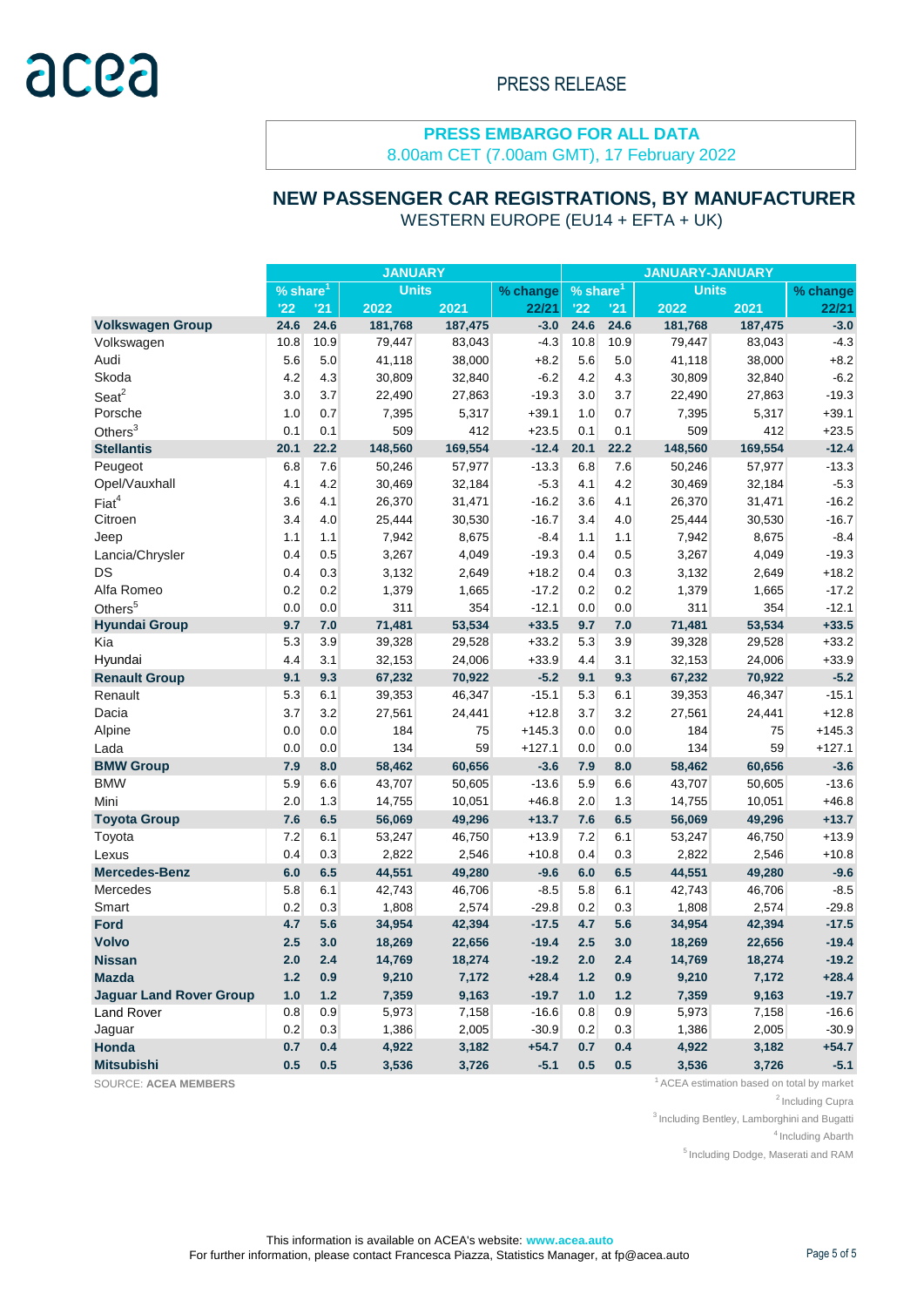acea

PRESS RELEASE

**PRESS EMBARGO FOR ALL DATA**
8.00am CET (7.00am GMT), 17 February 2022

## NEW PASSENGER CAR REGISTRATIONS, BY MANUFACTURER

WESTERN EUROPE (EU14 + EFTA + UK)

| | JANUARY | | | | | JANUARY-JANUARY | | | | |
|---|---|---|---|---|---|---|---|---|---|---|
| | % share[1] | | Units | | % change | % share[1] | | Units | | % change |
| | '22 | '21 | 2022 | 2021 | 22/21 | '22 | '21 | 2022 | 2021 | 22/21 |
| **Volkswagen Group** | **24.6** | **24.6** | **181,768** | **187,475** | **-3.0** | **24.6** | **24.6** | **181,768** | **187,475** | **-3.0** |
| Volkswagen | 10.8 | 10.9 | 79,447 | 83,043 | -4.3 | 10.8 | 10.9 | 79,447 | 83,043 | -4.3 |
| Audi | 5.6 | 5.0 | 41,118 | 38,000 | +8.2 | 5.6 | 5.0 | 41,118 | 38,000 | +8.2 |
| Skoda | 4.2 | 4.3 | 30,809 | 32,840 | -6.2 | 4.2 | 4.3 | 30,809 | 32,840 | -6.2 |
| Seat[2] | 3.0 | 3.7 | 22,490 | 27,863 | -19.3 | 3.0 | 3.7 | 22,490 | 27,863 | -19.3 |
| Porsche | 1.0 | 0.7 | 7,395 | 5,317 | +39.1 | 1.0 | 0.7 | 7,395 | 5,317 | +39.1 |
| Others[3] | 0.1 | 0.1 | 509 | 412 | +23.5 | 0.1 | 0.1 | 509 | 412 | +23.5 |
| **Stellantis** | **20.1** | **22.2** | **148,560** | **169,554** | **-12.4** | **20.1** | **22.2** | **148,560** | **169,554** | **-12.4** |
| Peugeot | 6.8 | 7.6 | 50,246 | 57,977 | -13.3 | 6.8 | 7.6 | 50,246 | 57,977 | -13.3 |
| Opel/Vauxhall | 4.1 | 4.2 | 30,469 | 32,184 | -5.3 | 4.1 | 4.2 | 30,469 | 32,184 | -5.3 |
| Fiat[4] | 3.6 | 4.1 | 26,370 | 31,471 | -16.2 | 3.6 | 4.1 | 26,370 | 31,471 | -16.2 |
| Citroen | 3.4 | 4.0 | 25,444 | 30,530 | -16.7 | 3.4 | 4.0 | 25,444 | 30,530 | -16.7 |
| Jeep | 1.1 | 1.1 | 7,942 | 8,675 | -8.4 | 1.1 | 1.1 | 7,942 | 8,675 | -8.4 |
| Lancia/Chrysler | 0.4 | 0.5 | 3,267 | 4,049 | -19.3 | 0.4 | 0.5 | 3,267 | 4,049 | -19.3 |
| DS | 0.4 | 0.3 | 3,132 | 2,649 | +18.2 | 0.4 | 0.3 | 3,132 | 2,649 | +18.2 |
| Alfa Romeo | 0.2 | 0.2 | 1,379 | 1,665 | -17.2 | 0.2 | 0.2 | 1,379 | 1,665 | -17.2 |
| Others[5] | 0.0 | 0.0 | 311 | 354 | -12.1 | 0.0 | 0.0 | 311 | 354 | -12.1 |
| **Hyundai Group** | **9.7** | **7.0** | **71,481** | **53,534** | **+33.5** | **9.7** | **7.0** | **71,481** | **53,534** | **+33.5** |
| Kia | 5.3 | 3.9 | 39,328 | 29,528 | +33.2 | 5.3 | 3.9 | 39,328 | 29,528 | +33.2 |
| Hyundai | 4.4 | 3.1 | 32,153 | 24,006 | +33.9 | 4.4 | 3.1 | 32,153 | 24,006 | +33.9 |
| **Renault Group** | **9.1** | **9.3** | **67,232** | **70,922** | **-5.2** | **9.1** | **9.3** | **67,232** | **70,922** | **-5.2** |
| Renault | 5.3 | 6.1 | 39,353 | 46,347 | -15.1 | 5.3 | 6.1 | 39,353 | 46,347 | -15.1 |
| Dacia | 3.7 | 3.2 | 27,561 | 24,441 | +12.8 | 3.7 | 3.2 | 27,561 | 24,441 | +12.8 |
| Alpine | 0.0 | 0.0 | 184 | 75 | +145.3 | 0.0 | 0.0 | 184 | 75 | +145.3 |
| Lada | 0.0 | 0.0 | 134 | 59 | +127.1 | 0.0 | 0.0 | 134 | 59 | +127.1 |
| **BMW Group** | **7.9** | **8.0** | **58,462** | **60,656** | **-3.6** | **7.9** | **8.0** | **58,462** | **60,656** | **-3.6** |
| BMW | 5.9 | 6.6 | 43,707 | 50,605 | -13.6 | 5.9 | 6.6 | 43,707 | 50,605 | -13.6 |
| Mini | 2.0 | 1.3 | 14,755 | 10,051 | +46.8 | 2.0 | 1.3 | 14,755 | 10,051 | +46.8 |
| **Toyota Group** | **7.6** | **6.5** | **56,069** | **49,296** | **+13.7** | **7.6** | **6.5** | **56,069** | **49,296** | **+13.7** |
| Toyota | 7.2 | 6.1 | 53,247 | 46,750 | +13.9 | 7.2 | 6.1 | 53,247 | 46,750 | +13.9 |
| Lexus | 0.4 | 0.3 | 2,822 | 2,546 | +10.8 | 0.4 | 0.3 | 2,822 | 2,546 | +10.8 |
| **Mercedes-Benz** | **6.0** | **6.5** | **44,551** | **49,280** | **-9.6** | **6.0** | **6.5** | **44,551** | **49,280** | **-9.6** |
| Mercedes | 5.8 | 6.1 | 42,743 | 46,706 | -8.5 | 5.8 | 6.1 | 42,743 | 46,706 | -8.5 |
| Smart | 0.2 | 0.3 | 1,808 | 2,574 | -29.8 | 0.2 | 0.3 | 1,808 | 2,574 | -29.8 |
| **Ford** | **4.7** | **5.6** | **34,954** | **42,394** | **-17.5** | **4.7** | **5.6** | **34,954** | **42,394** | **-17.5** |
| **Volvo** | **2.5** | **3.0** | **18,269** | **22,656** | **-19.4** | **2.5** | **3.0** | **18,269** | **22,656** | **-19.4** |
| **Nissan** | **2.0** | **2.4** | **14,769** | **18,274** | **-19.2** | **2.0** | **2.4** | **14,769** | **18,274** | **-19.2** |
| **Mazda** | **1.2** | **0.9** | **9,210** | **7,172** | **+28.4** | **1.2** | **0.9** | **9,210** | **7,172** | **+28.4** |
| **Jaguar Land Rover Group** | **1.0** | **1.2** | **7,359** | **9,163** | **-19.7** | **1.0** | **1.2** | **7,359** | **9,163** | **-19.7** |
| Land Rover | 0.8 | 0.9 | 5,973 | 7,158 | -16.6 | 0.8 | 0.9 | 5,973 | 7,158 | -16.6 |
| Jaguar | 0.2 | 0.3 | 1,386 | 2,005 | -30.9 | 0.2 | 0.3 | 1,386 | 2,005 | -30.9 |
| **Honda** | **0.7** | **0.4** | **4,922** | **3,182** | **+54.7** | **0.7** | **0.4** | **4,922** | **3,182** | **+54.7** |
| **Mitsubishi** | **0.5** | **0.5** | **3,536** | **3,726** | **-5.1** | **0.5** | **0.5** | **3,536** | **3,726** | **-5.1** |

SOURCE: **ACEA MEMBERS**

[1] ACEA estimation based on total by market

[2] Including Cupra

[3] Including Bentley, Lamborghini and Bugatti

[4] Including Abarth

[5] Including Dodge, Maserati and RAM

This information is available on ACEA's website: **www.acea.auto**
For further information, please contact Francesca Piazza, Statistics Manager, at fp@acea.auto